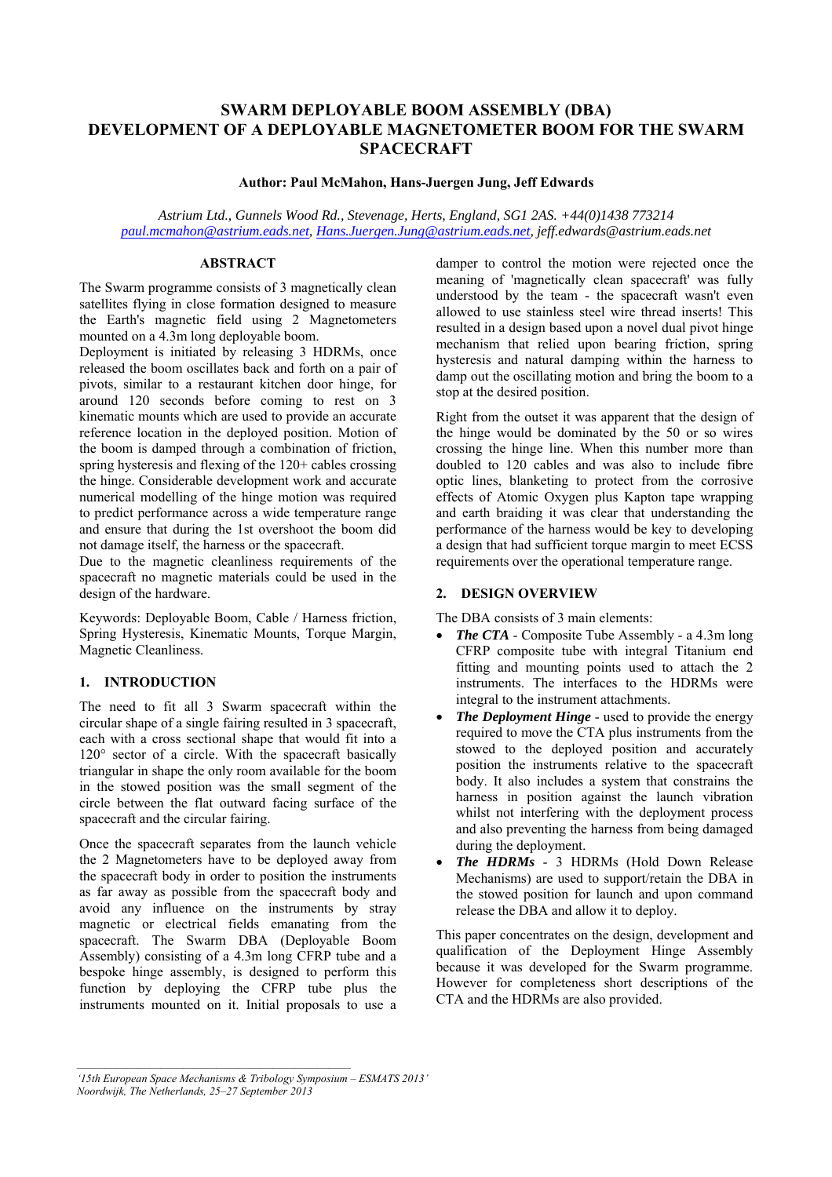# SWARM DEPLOYABLE BOOM ASSEMBLY (DBA)
# DEVELOPMENT OF A DEPLOYABLE MAGNETOMETER BOOM FOR THE SWARM SPACECRAFT

**Author: Paul McMahon, Hans-Juergen Jung, Jeff Edwards**

*Astrium Ltd., Gunnels Wood Rd., Stevenage, Herts, England, SG1 2AS. +44(0)1438 773214*
*paul.mcmahon@astrium.eads.net, Hans.Juergen.Jung@astrium.eads.net, jeff.edwards@astrium.eads.net*

## ABSTRACT

The Swarm programme consists of 3 magnetically clean satellites flying in close formation designed to measure the Earth's magnetic field using 2 Magnetometers mounted on a 4.3m long deployable boom.

Deployment is initiated by releasing 3 HDRMs, once released the boom oscillates back and forth on a pair of pivots, similar to a restaurant kitchen door hinge, for around 120 seconds before coming to rest on 3 kinematic mounts which are used to provide an accurate reference location in the deployed position. Motion of the boom is damped through a combination of friction, spring hysteresis and flexing of the 120+ cables crossing the hinge. Considerable development work and accurate numerical modelling of the hinge motion was required to predict performance across a wide temperature range and ensure that during the 1st overshoot the boom did not damage itself, the harness or the spacecraft.

Due to the magnetic cleanliness requirements of the spacecraft no magnetic materials could be used in the design of the hardware.

Keywords: Deployable Boom, Cable / Harness friction, Spring Hysteresis, Kinematic Mounts, Torque Margin, Magnetic Cleanliness.

## 1. INTRODUCTION

The need to fit all 3 Swarm spacecraft within the circular shape of a single fairing resulted in 3 spacecraft, each with a cross sectional shape that would fit into a 120° sector of a circle. With the spacecraft basically triangular in shape the only room available for the boom in the stowed position was the small segment of the circle between the flat outward facing surface of the spacecraft and the circular fairing.

Once the spacecraft separates from the launch vehicle the 2 Magnetometers have to be deployed away from the spacecraft body in order to position the instruments as far away as possible from the spacecraft body and avoid any influence on the instruments by stray magnetic or electrical fields emanating from the spacecraft. The Swarm DBA (Deployable Boom Assembly) consisting of a 4.3m long CFRP tube and a bespoke hinge assembly, is designed to perform this function by deploying the CFRP tube plus the instruments mounted on it. Initial proposals to use a damper to control the motion were rejected once the meaning of 'magnetically clean spacecraft' was fully understood by the team - the spacecraft wasn't even allowed to use stainless steel wire thread inserts! This resulted in a design based upon a novel dual pivot hinge mechanism that relied upon bearing friction, spring hysteresis and natural damping within the harness to damp out the oscillating motion and bring the boom to a stop at the desired position.

Right from the outset it was apparent that the design of the hinge would be dominated by the 50 or so wires crossing the hinge line. When this number more than doubled to 120 cables and was also to include fibre optic lines, blanketing to protect from the corrosive effects of Atomic Oxygen plus Kapton tape wrapping and earth braiding it was clear that understanding the performance of the harness would be key to developing a design that had sufficient torque margin to meet ECSS requirements over the operational temperature range.

## 2. DESIGN OVERVIEW

The DBA consists of 3 main elements:

- ***The CTA*** - Composite Tube Assembly - a 4.3m long CFRP composite tube with integral Titanium end fitting and mounting points used to attach the 2 instruments. The interfaces to the HDRMs were integral to the instrument attachments.
- ***The Deployment Hinge*** - used to provide the energy required to move the CTA plus instruments from the stowed to the deployed position and accurately position the instruments relative to the spacecraft body. It also includes a system that constrains the harness in position against the launch vibration whilst not interfering with the deployment process and also preventing the harness from being damaged during the deployment.
- ***The HDRMs*** - 3 HDRMs (Hold Down Release Mechanisms) are used to support/retain the DBA in the stowed position for launch and upon command release the DBA and allow it to deploy.

This paper concentrates on the design, development and qualification of the Deployment Hinge Assembly because it was developed for the Swarm programme. However for completeness short descriptions of the CTA and the HDRMs are also provided.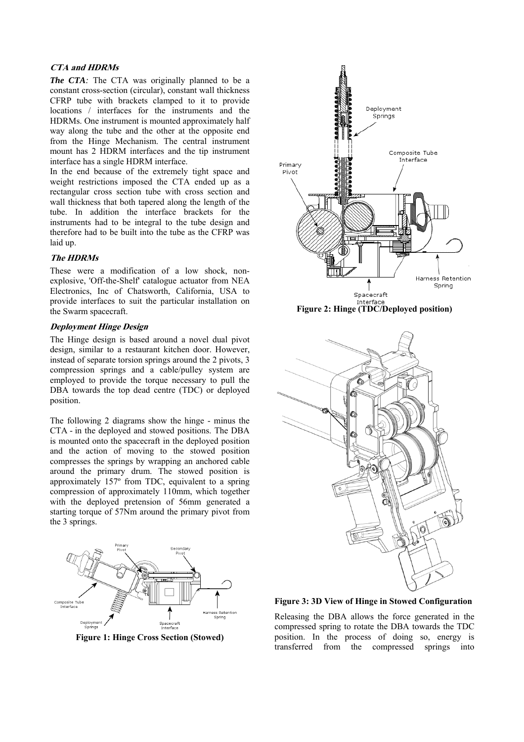### CTA and HDRMs

***The CTA:*** The CTA was originally planned to be a constant cross-section (circular), constant wall thickness CFRP tube with brackets clamped to it to provide locations / interfaces for the instruments and the HDRMs. One instrument is mounted approximately half way along the tube and the other at the opposite end from the Hinge Mechanism. The central instrument mount has 2 HDRM interfaces and the tip instrument interface has a single HDRM interface.

In the end because of the extremely tight space and weight restrictions imposed the CTA ended up as a rectangular cross section tube with cross section and wall thickness that both tapered along the length of the tube. In addition the interface brackets for the instruments had to be integral to the tube design and therefore had to be built into the tube as the CFRP was laid up.

### The HDRMs

These were a modification of a low shock, non-explosive, 'Off-the-Shelf' catalogue actuator from NEA Electronics, Inc of Chatsworth, California, USA to provide interfaces to suit the particular installation on the Swarm spacecraft.

### Deployment Hinge Design

The Hinge design is based around a novel dual pivot design, similar to a restaurant kitchen door. However, instead of separate torsion springs around the 2 pivots, 3 compression springs and a cable/pulley system are employed to provide the torque necessary to pull the DBA towards the top dead centre (TDC) or deployed position.

The following 2 diagrams show the hinge - minus the CTA - in the deployed and stowed positions. The DBA is mounted onto the spacecraft in the deployed position and the action of moving to the stowed position compresses the springs by wrapping an anchored cable around the primary drum. The stowed position is approximately 157º from TDC, equivalent to a spring compression of approximately 110mm, which together with the deployed pretension of 56mm generated a starting torque of 57Nm around the primary pivot from the 3 springs.

**Figure 1: Hinge Cross Section (Stowed)**

**Figure 2: Hinge (TDC/Deployed position)**

**Figure 3: 3D View of Hinge in Stowed Configuration**

Releasing the DBA allows the force generated in the compressed spring to rotate the DBA towards the TDC position. In the process of doing so, energy is transferred from the compressed springs into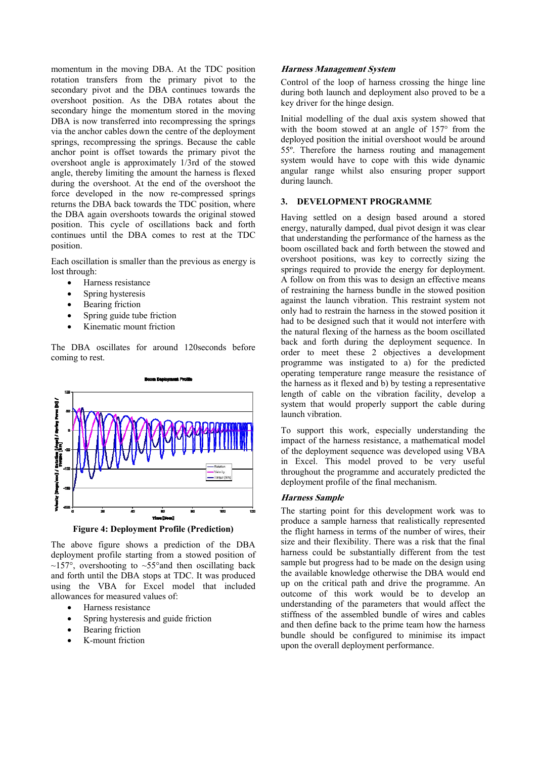momentum in the moving DBA. At the TDC position rotation transfers from the primary pivot to the secondary pivot and the DBA continues towards the overshoot position. As the DBA rotates about the secondary hinge the momentum stored in the moving DBA is now transferred into recompressing the springs via the anchor cables down the centre of the deployment springs, recompressing the springs. Because the cable anchor point is offset towards the primary pivot the overshoot angle is approximately 1/3rd of the stowed angle, thereby limiting the amount the harness is flexed during the overshoot. At the end of the overshoot the force developed in the now re-compressed springs returns the DBA back towards the TDC position, where the DBA again overshoots towards the original stowed position. This cycle of oscillations back and forth continues until the DBA comes to rest at the TDC position.

Each oscillation is smaller than the previous as energy is lost through:

- Harness resistance
- Spring hysteresis
- Bearing friction
- Spring guide tube friction
- Kinematic mount friction

The DBA oscillates for around 120seconds before coming to rest.

**Figure 4: Deployment Profile (Prediction)**

The above figure shows a prediction of the DBA deployment profile starting from a stowed position of ~157°, overshooting to ~55°and then oscillating back and forth until the DBA stops at TDC. It was produced using the VBA for Excel model that included allowances for measured values of:

- Harness resistance
- Spring hysteresis and guide friction
- Bearing friction
- K-mount friction

### *Harness Management System*

Control of the loop of harness crossing the hinge line during both launch and deployment also proved to be a key driver for the hinge design.

Initial modelling of the dual axis system showed that with the boom stowed at an angle of 157° from the deployed position the initial overshoot would be around 55º. Therefore the harness routing and management system would have to cope with this wide dynamic angular range whilst also ensuring proper support during launch.

## 3. DEVELOPMENT PROGRAMME

Having settled on a design based around a stored energy, naturally damped, dual pivot design it was clear that understanding the performance of the harness as the boom oscillated back and forth between the stowed and overshoot positions, was key to correctly sizing the springs required to provide the energy for deployment. A follow on from this was to design an effective means of restraining the harness bundle in the stowed position against the launch vibration. This restraint system not only had to restrain the harness in the stowed position it had to be designed such that it would not interfere with the natural flexing of the harness as the boom oscillated back and forth during the deployment sequence. In order to meet these 2 objectives a development programme was instigated to a) for the predicted operating temperature range measure the resistance of the harness as it flexed and b) by testing a representative length of cable on the vibration facility, develop a system that would properly support the cable during launch vibration.

To support this work, especially understanding the impact of the harness resistance, a mathematical model of the deployment sequence was developed using VBA in Excel. This model proved to be very useful throughout the programme and accurately predicted the deployment profile of the final mechanism.

### *Harness Sample*

The starting point for this development work was to produce a sample harness that realistically represented the flight harness in terms of the number of wires, their size and their flexibility. There was a risk that the final harness could be substantially different from the test sample but progress had to be made on the design using the available knowledge otherwise the DBA would end up on the critical path and drive the programme. An outcome of this work would be to develop an understanding of the parameters that would affect the stiffness of the assembled bundle of wires and cables and then define back to the prime team how the harness bundle should be configured to minimise its impact upon the overall deployment performance.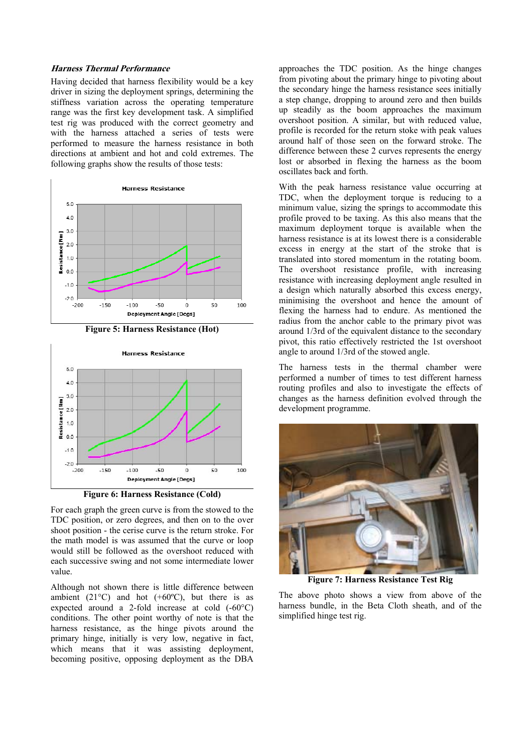### *Harness Thermal Performance*

Having decided that harness flexibility would be a key driver in sizing the deployment springs, determining the stiffness variation across the operating temperature range was the first key development task. A simplified test rig was produced with the correct geometry and with the harness attached a series of tests were performed to measure the harness resistance in both directions at ambient and hot and cold extremes. The following graphs show the results of those tests:

**Figure 5: Harness Resistance (Hot)**

**Figure 6: Harness Resistance (Cold)**

For each graph the green curve is from the stowed to the TDC position, or zero degrees, and then on to the over shoot position - the cerise curve is the return stroke. For the math model is was assumed that the curve or loop would still be followed as the overshoot reduced with each successive swing and not some intermediate lower value.

Although not shown there is little difference between ambient (21°C) and hot (+60ºC), but there is as expected around a 2-fold increase at cold (-60°C) conditions. The other point worthy of note is that the harness resistance, as the hinge pivots around the primary hinge, initially is very low, negative in fact, which means that it was assisting deployment, becoming positive, opposing deployment as the DBA approaches the TDC position. As the hinge changes from pivoting about the primary hinge to pivoting about the secondary hinge the harness resistance sees initially a step change, dropping to around zero and then builds up steadily as the boom approaches the maximum overshoot position. A similar, but with reduced value, profile is recorded for the return stoke with peak values around half of those seen on the forward stroke. The difference between these 2 curves represents the energy lost or absorbed in flexing the harness as the boom oscillates back and forth.

With the peak harness resistance value occurring at TDC, when the deployment torque is reducing to a minimum value, sizing the springs to accommodate this profile proved to be taxing. As this also means that the maximum deployment torque is available when the harness resistance is at its lowest there is a considerable excess in energy at the start of the stroke that is translated into stored momentum in the rotating boom. The overshoot resistance profile, with increasing resistance with increasing deployment angle resulted in a design which naturally absorbed this excess energy, minimising the overshoot and hence the amount of flexing the harness had to endure. As mentioned the radius from the anchor cable to the primary pivot was around 1/3rd of the equivalent distance to the secondary pivot, this ratio effectively restricted the 1st overshoot angle to around 1/3rd of the stowed angle.

The harness tests in the thermal chamber were performed a number of times to test different harness routing profiles and also to investigate the effects of changes as the harness definition evolved through the development programme.

**Figure 7: Harness Resistance Test Rig**

The above photo shows a view from above of the harness bundle, in the Beta Cloth sheath, and of the simplified hinge test rig.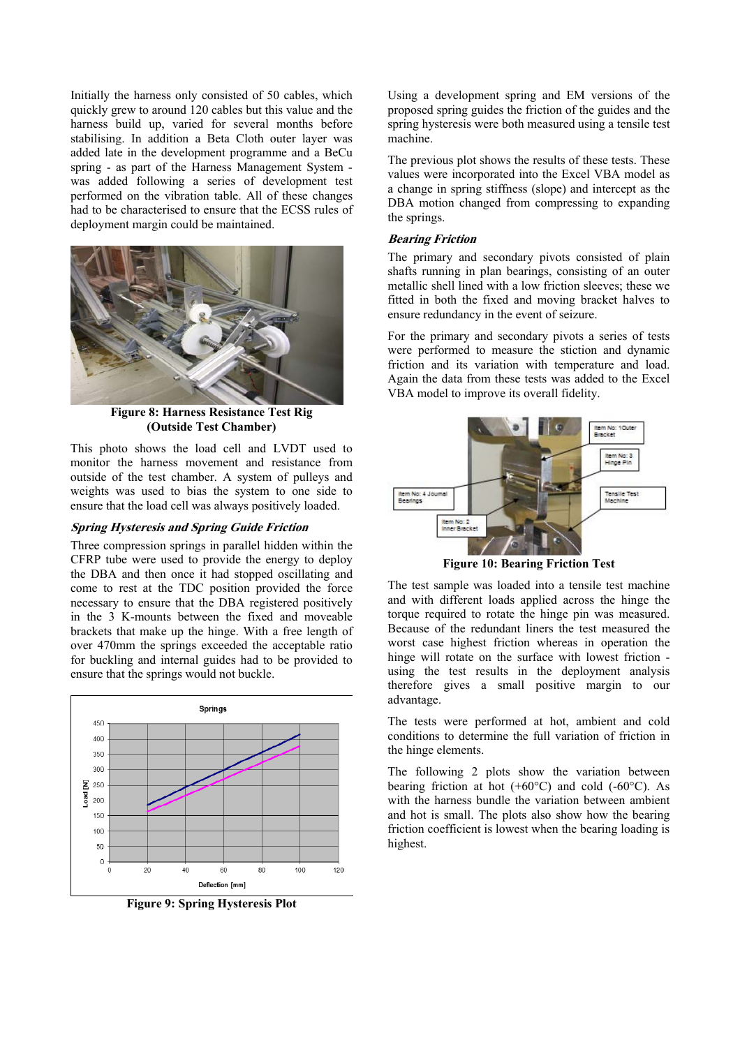Initially the harness only consisted of 50 cables, which quickly grew to around 120 cables but this value and the harness build up, varied for several months before stabilising. In addition a Beta Cloth outer layer was added late in the development programme and a BeCu spring - as part of the Harness Management System - was added following a series of development test performed on the vibration table. All of these changes had to be characterised to ensure that the ECSS rules of deployment margin could be maintained.

**Figure 8: Harness Resistance Test Rig (Outside Test Chamber)**

This photo shows the load cell and LVDT used to monitor the harness movement and resistance from outside of the test chamber. A system of pulleys and weights was used to bias the system to one side to ensure that the load cell was always positively loaded.

### *Spring Hysteresis and Spring Guide Friction*

Three compression springs in parallel hidden within the CFRP tube were used to provide the energy to deploy the DBA and then once it had stopped oscillating and come to rest at the TDC position provided the force necessary to ensure that the DBA registered positively in the 3 K-mounts between the fixed and moveable brackets that make up the hinge. With a free length of over 470mm the springs exceeded the acceptable ratio for buckling and internal guides had to be provided to ensure that the springs would not buckle.

**Figure 9: Spring Hysteresis Plot**

Using a development spring and EM versions of the proposed spring guides the friction of the guides and the spring hysteresis were both measured using a tensile test machine.

The previous plot shows the results of these tests. These values were incorporated into the Excel VBA model as a change in spring stiffness (slope) and intercept as the DBA motion changed from compressing to expanding the springs.

### *Bearing Friction*

The primary and secondary pivots consisted of plain shafts running in plan bearings, consisting of an outer metallic shell lined with a low friction sleeves; these we fitted in both the fixed and moving bracket halves to ensure redundancy in the event of seizure.

For the primary and secondary pivots a series of tests were performed to measure the stiction and dynamic friction and its variation with temperature and load. Again the data from these tests was added to the Excel VBA model to improve its overall fidelity.

**Figure 10: Bearing Friction Test**

The test sample was loaded into a tensile test machine and with different loads applied across the hinge the torque required to rotate the hinge pin was measured. Because of the redundant liners the test measured the worst case highest friction whereas in operation the hinge will rotate on the surface with lowest friction - using the test results in the deployment analysis therefore gives a small positive margin to our advantage.

The tests were performed at hot, ambient and cold conditions to determine the full variation of friction in the hinge elements.

The following 2 plots show the variation between bearing friction at hot (+60°C) and cold (-60°C). As with the harness bundle the variation between ambient and hot is small. The plots also show how the bearing friction coefficient is lowest when the bearing loading is highest.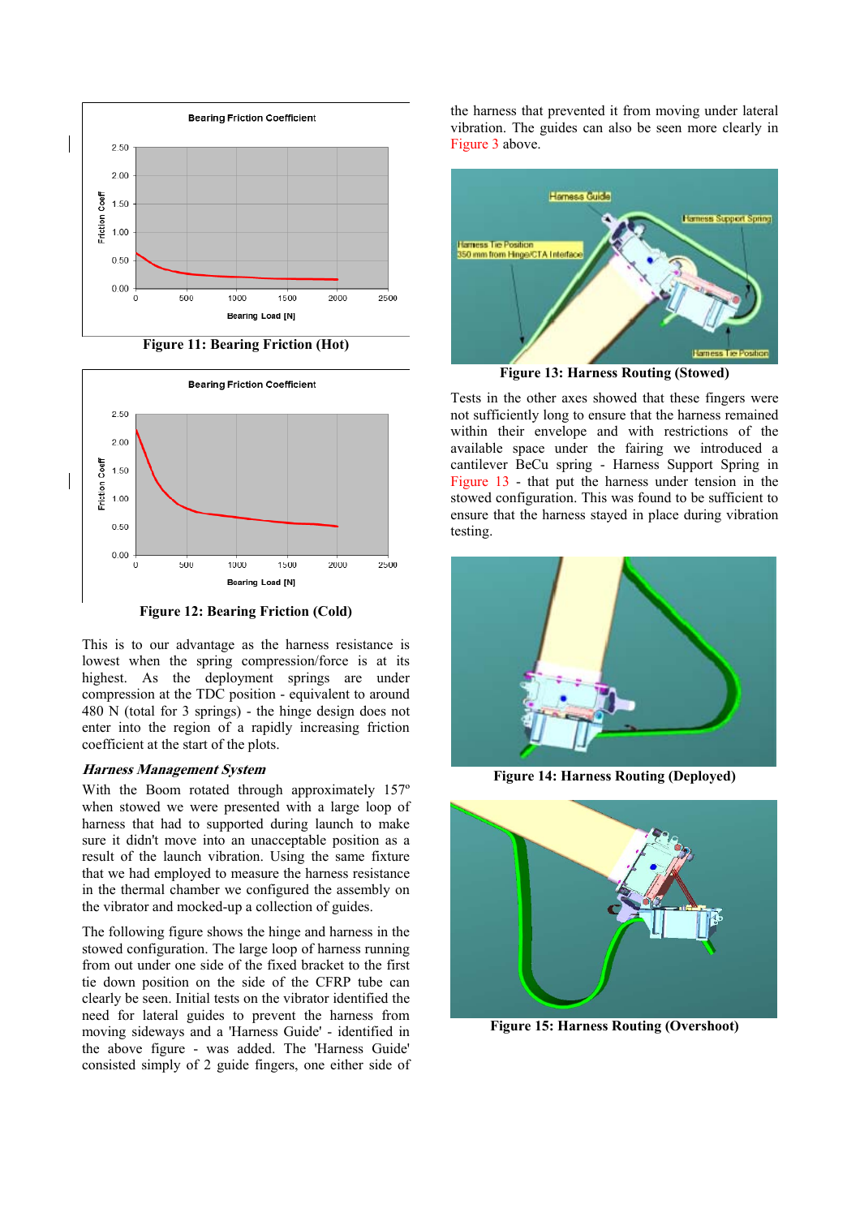Figure 11: Bearing Friction (Hot)

Figure 12: Bearing Friction (Cold)

This is to our advantage as the harness resistance is lowest when the spring compression/force is at its highest. As the deployment springs are under compression at the TDC position - equivalent to around 480 N (total for 3 springs) - the hinge design does not enter into the region of a rapidly increasing friction coefficient at the start of the plots.

### *Harness Management System*

With the Boom rotated through approximately 157º when stowed we were presented with a large loop of harness that had to supported during launch to make sure it didn't move into an unacceptable position as a result of the launch vibration. Using the same fixture that we had employed to measure the harness resistance in the thermal chamber we configured the assembly on the vibrator and mocked-up a collection of guides.

The following figure shows the hinge and harness in the stowed configuration. The large loop of harness running from out under one side of the fixed bracket to the first tie down position on the side of the CFRP tube can clearly be seen. Initial tests on the vibrator identified the need for lateral guides to prevent the harness from moving sideways and a 'Harness Guide' - identified in the above figure - was added. The 'Harness Guide' consisted simply of 2 guide fingers, one either side of the harness that prevented it from moving under lateral vibration. The guides can also be seen more clearly in Figure 3 above.

Figure 13: Harness Routing (Stowed)

Tests in the other axes showed that these fingers were not sufficiently long to ensure that the harness remained within their envelope and with restrictions of the available space under the fairing we introduced a cantilever BeCu spring - Harness Support Spring in Figure 13 - that put the harness under tension in the stowed configuration. This was found to be sufficient to ensure that the harness stayed in place during vibration testing.

Figure 14: Harness Routing (Deployed)

Figure 15: Harness Routing (Overshoot)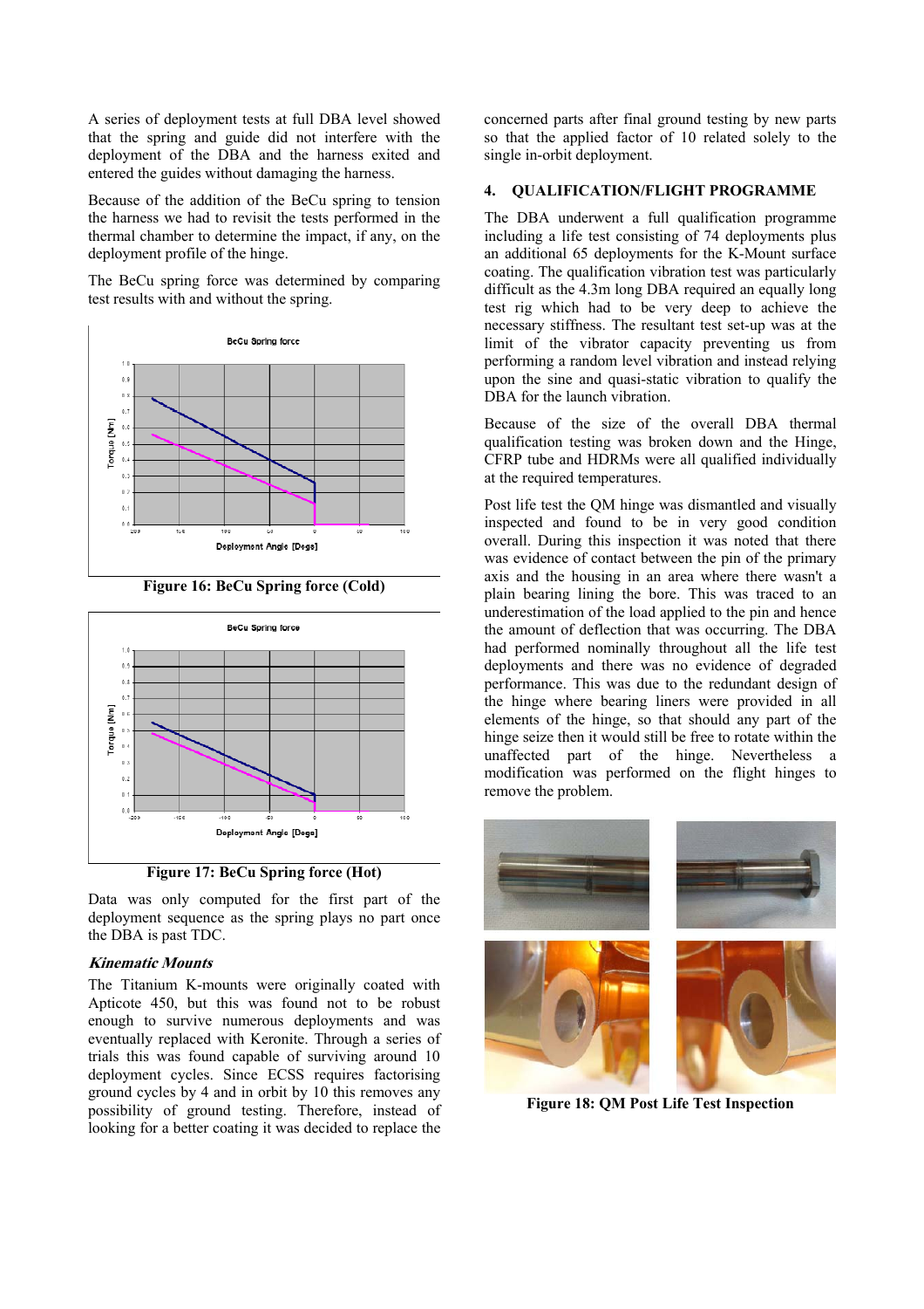A series of deployment tests at full DBA level showed that the spring and guide did not interfere with the deployment of the DBA and the harness exited and entered the guides without damaging the harness.

Because of the addition of the BeCu spring to tension the harness we had to revisit the tests performed in the thermal chamber to determine the impact, if any, on the deployment profile of the hinge.

The BeCu spring force was determined by comparing test results with and without the spring.

**Figure 16: BeCu Spring force (Cold)**

**Figure 17: BeCu Spring force (Hot)**

Data was only computed for the first part of the deployment sequence as the spring plays no part once the DBA is past TDC.

### *Kinematic Mounts*

The Titanium K-mounts were originally coated with Apticote 450, but this was found not to be robust enough to survive numerous deployments and was eventually replaced with Keronite. Through a series of trials this was found capable of surviving around 10 deployment cycles. Since ECSS requires factorising ground cycles by 4 and in orbit by 10 this removes any possibility of ground testing. Therefore, instead of looking for a better coating it was decided to replace the concerned parts after final ground testing by new parts so that the applied factor of 10 related solely to the single in-orbit deployment.

## 4. QUALIFICATION/FLIGHT PROGRAMME

The DBA underwent a full qualification programme including a life test consisting of 74 deployments plus an additional 65 deployments for the K-Mount surface coating. The qualification vibration test was particularly difficult as the 4.3m long DBA required an equally long test rig which had to be very deep to achieve the necessary stiffness. The resultant test set-up was at the limit of the vibrator capacity preventing us from performing a random level vibration and instead relying upon the sine and quasi-static vibration to qualify the DBA for the launch vibration.

Because of the size of the overall DBA thermal qualification testing was broken down and the Hinge, CFRP tube and HDRMs were all qualified individually at the required temperatures.

Post life test the QM hinge was dismantled and visually inspected and found to be in very good condition overall. During this inspection it was noted that there was evidence of contact between the pin of the primary axis and the housing in an area where there wasn't a plain bearing lining the bore. This was traced to an underestimation of the load applied to the pin and hence the amount of deflection that was occurring. The DBA had performed nominally throughout all the life test deployments and there was no evidence of degraded performance. This was due to the redundant design of the hinge where bearing liners were provided in all elements of the hinge, so that should any part of the hinge seize then it would still be free to rotate within the unaffected part of the hinge. Nevertheless a modification was performed on the flight hinges to remove the problem.

**Figure 18: QM Post Life Test Inspection**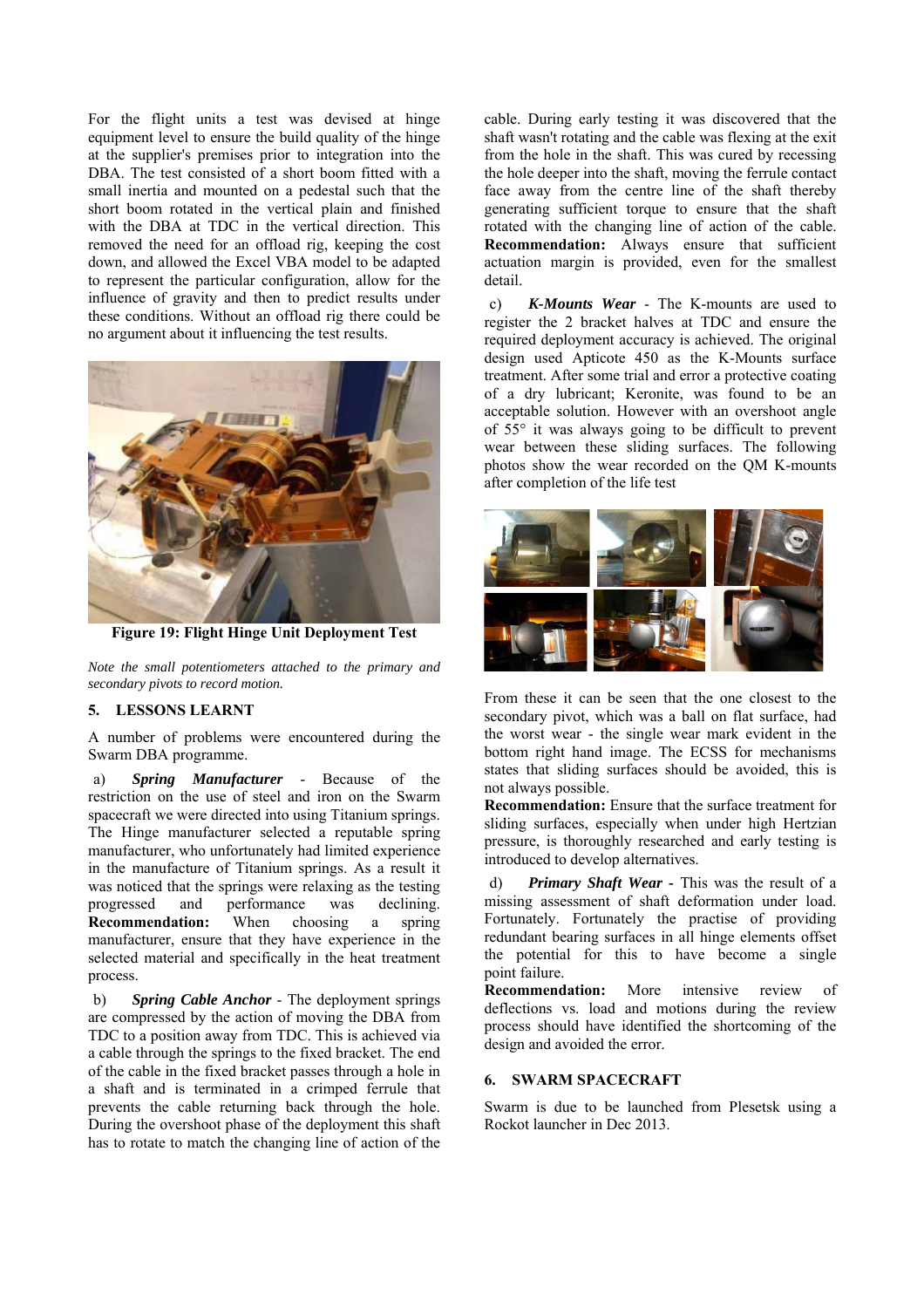For the flight units a test was devised at hinge equipment level to ensure the build quality of the hinge at the supplier's premises prior to integration into the DBA. The test consisted of a short boom fitted with a small inertia and mounted on a pedestal such that the short boom rotated in the vertical plain and finished with the DBA at TDC in the vertical direction. This removed the need for an offload rig, keeping the cost down, and allowed the Excel VBA model to be adapted to represent the particular configuration, allow for the influence of gravity and then to predict results under these conditions. Without an offload rig there could be no argument about it influencing the test results.

**Figure 19: Flight Hinge Unit Deployment Test**

*Note the small potentiometers attached to the primary and secondary pivots to record motion.*

## 5. LESSONS LEARNT

A number of problems were encountered during the Swarm DBA programme.

a) ***Spring Manufacturer*** - Because of the restriction on the use of steel and iron on the Swarm spacecraft we were directed into using Titanium springs. The Hinge manufacturer selected a reputable spring manufacturer, who unfortunately had limited experience in the manufacture of Titanium springs. As a result it was noticed that the springs were relaxing as the testing progressed and performance was declining.
**Recommendation:** When choosing a spring manufacturer, ensure that they have experience in the selected material and specifically in the heat treatment process.

b) ***Spring Cable Anchor*** - The deployment springs are compressed by the action of moving the DBA from TDC to a position away from TDC. This is achieved via a cable through the springs to the fixed bracket. The end of the cable in the fixed bracket passes through a hole in a shaft and is terminated in a crimped ferrule that prevents the cable returning back through the hole. During the overshoot phase of the deployment this shaft has to rotate to match the changing line of action of the cable. During early testing it was discovered that the shaft wasn't rotating and the cable was flexing at the exit from the hole in the shaft. This was cured by recessing the hole deeper into the shaft, moving the ferrule contact face away from the centre line of the shaft thereby generating sufficient torque to ensure that the shaft rotated with the changing line of action of the cable.
**Recommendation:** Always ensure that sufficient actuation margin is provided, even for the smallest detail.

c) ***K-Mounts Wear*** - The K-mounts are used to register the 2 bracket halves at TDC and ensure the required deployment accuracy is achieved. The original design used Apticote 450 as the K-Mounts surface treatment. After some trial and error a protective coating of a dry lubricant; Keronite, was found to be an acceptable solution. However with an overshoot angle of 55° it was always going to be difficult to prevent wear between these sliding surfaces. The following photos show the wear recorded on the QM K-mounts after completion of the life test

From these it can be seen that the one closest to the secondary pivot, which was a ball on flat surface, had the worst wear - the single wear mark evident in the bottom right hand image. The ECSS for mechanisms states that sliding surfaces should be avoided, this is not always possible.
**Recommendation:** Ensure that the surface treatment for sliding surfaces, especially when under high Hertzian pressure, is thoroughly researched and early testing is introduced to develop alternatives.

d) ***Primary Shaft Wear*** - This was the result of a missing assessment of shaft deformation under load. Fortunately. Fortunately the practise of providing redundant bearing surfaces in all hinge elements offset the potential for this to have become a single point failure.
**Recommendation:** More intensive review of deflections vs. load and motions during the review process should have identified the shortcoming of the design and avoided the error.

## 6. SWARM SPACECRAFT

Swarm is due to be launched from Plesetsk using a Rockot launcher in Dec 2013.